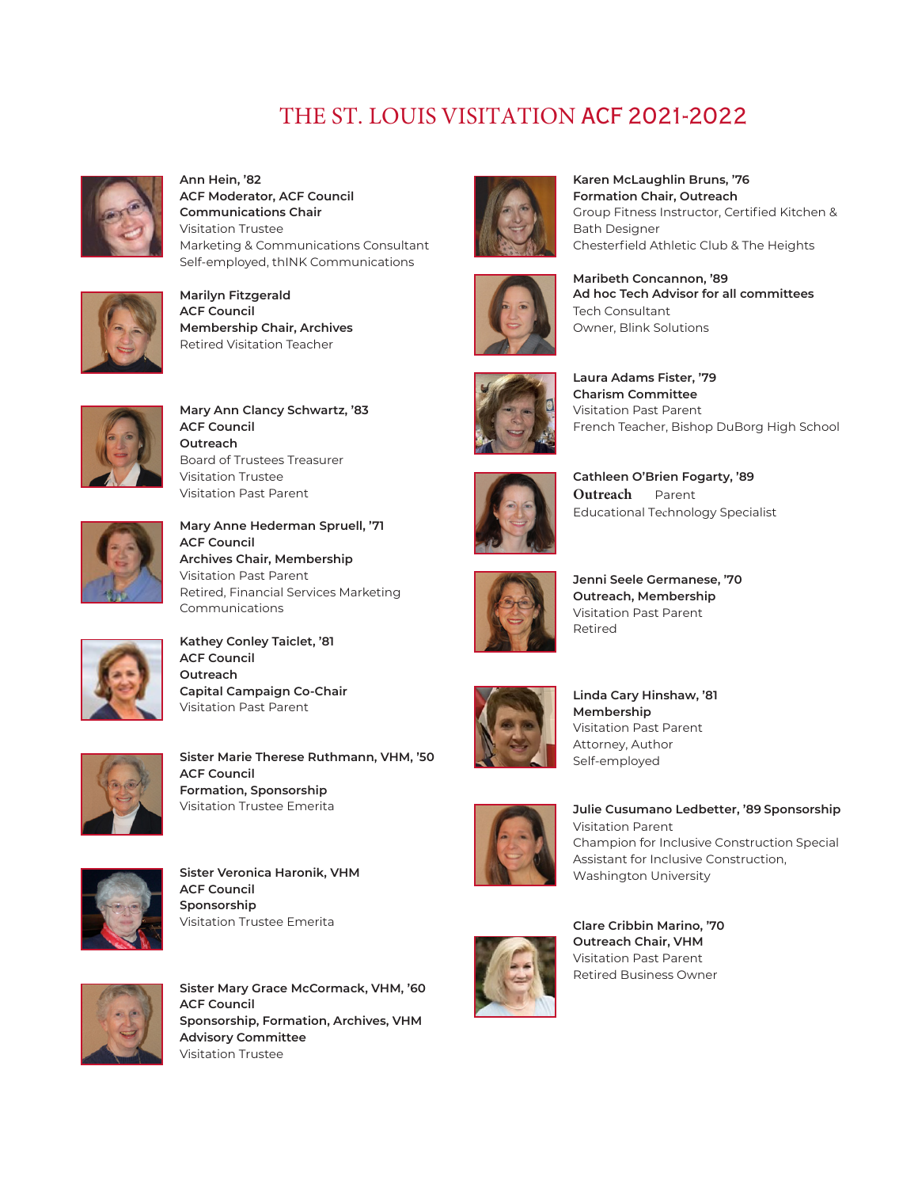# THE ST. LOUIS VISITATION ACF 2021-2022

**Ann Hein, '82**
**ACF Moderator, ACF Council**
**Communications Chair**
Visitation Trustee
Marketing & Communications Consultant
Self-employed, thINK Communications

**Marilyn Fitzgerald**
**ACF Council**
**Membership Chair, Archives**
Retired Visitation Teacher

**Mary Ann Clancy Schwartz, '83**
**ACF Council**
**Outreach**
Board of Trustees Treasurer
Visitation Trustee
Visitation Past Parent

**Mary Anne Hederman Spruell, '71**
**ACF Council**
**Archives Chair, Membership**
Visitation Past Parent
Retired, Financial Services Marketing Communications

**Kathey Conley Taiclet, '81**
**ACF Council**
**Outreach**
**Capital Campaign Co-Chair**
Visitation Past Parent

**Sister Marie Therese Ruthmann, VHM, '50**
**ACF Council**
**Formation, Sponsorship**
Visitation Trustee Emerita

**Sister Veronica Haronik, VHM**
**ACF Council**
**Sponsorship**
Visitation Trustee Emerita

**Sister Mary Grace McCormack, VHM, '60**
**ACF Council**
**Sponsorship, Formation, Archives, VHM Advisory Committee**
Visitation Trustee

**Karen McLaughlin Bruns, '76**
**Formation Chair, Outreach**
Group Fitness Instructor, Certified Kitchen & Bath Designer
Chesterfield Athletic Club & The Heights

**Maribeth Concannon, '89**
**Ad hoc Tech Advisor for all committees**
Tech Consultant
Owner, Blink Solutions

**Laura Adams Fister, '79**
**Charism Committee**
Visitation Past Parent
French Teacher, Bishop DuBorg High School

**Cathleen O'Brien Fogarty, '89**
**Outreach** Parent
Educational Technology Specialist

**Jenni Seele Germanese, '70**
**Outreach, Membership**
Visitation Past Parent
Retired

**Linda Cary Hinshaw, '81**
**Membership**
Visitation Past Parent
Attorney, Author
Self-employed

**Julie Cusumano Ledbetter, '89 Sponsorship**
Visitation Parent
Champion for Inclusive Construction Special Assistant for Inclusive Construction, Washington University

**Clare Cribbin Marino, '70**
**Outreach Chair, VHM**
Visitation Past Parent
Retired Business Owner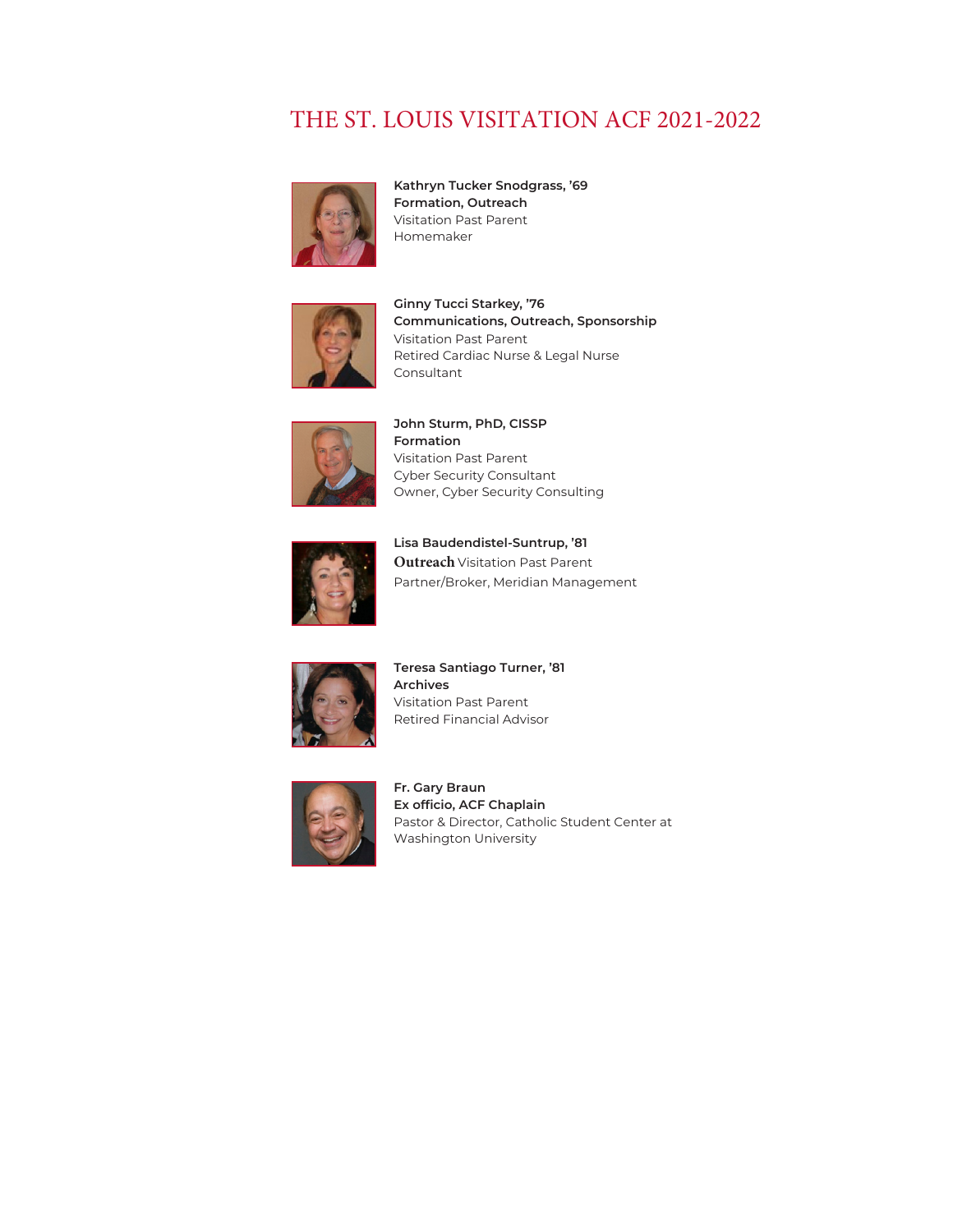# THE ST. LOUIS VISITATION ACF 2021-2022

**Kathryn Tucker Snodgrass, '69**
**Formation, Outreach**
Visitation Past Parent
Homemaker

**Ginny Tucci Starkey, '76**
**Communications, Outreach, Sponsorship**
Visitation Past Parent
Retired Cardiac Nurse & Legal Nurse Consultant

**John Sturm, PhD, CISSP**
**Formation**
Visitation Past Parent
Cyber Security Consultant
Owner, Cyber Security Consulting

**Lisa Baudendistel-Suntrup, '81**
**Outreach** Visitation Past Parent
Partner/Broker, Meridian Management

**Teresa Santiago Turner, '81**
**Archives**
Visitation Past Parent
Retired Financial Advisor

**Fr. Gary Braun**
**Ex officio, ACF Chaplain**
Pastor & Director, Catholic Student Center at Washington University